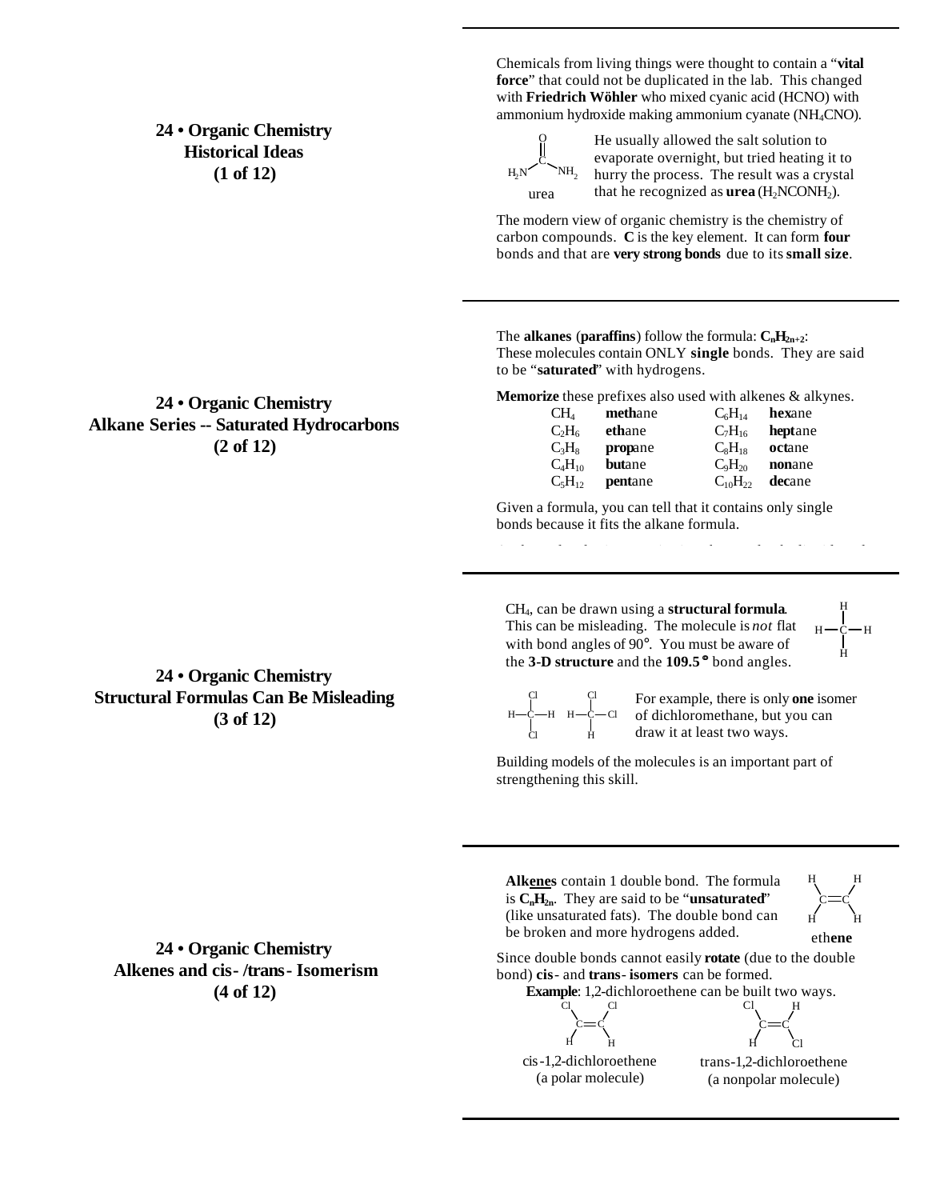## 24 • Organic Chemistry
## Historical Ideas
## (1 of 12)

Chemicals from living things were thought to contain a "**vital force**" that could not be duplicated in the lab. This changed with **Friedrich Wöhler** who mixed cyanic acid (HCNO) with ammonium hydroxide making ammonium cyanate ($NH_4CNO$).

He usually allowed the salt solution to evaporate overnight, but tried heating it to hurry the process. The result was a crystal that he recognized as **urea** ($H_2NCONH_2$).

urea

The modern view of organic chemistry is the chemistry of carbon compounds. **C** is the key element. It can form **four** bonds and that are **very strong bonds** due to its **small size**.

## 24 • Organic Chemistry
## Alkane Series -- Saturated Hydrocarbons
## (2 of 12)

The **alkanes** (**paraffins**) follow the formula: $\mathbf{C_nH_{2n+2}}$:
These molecules contain ONLY **single** bonds. They are said to be "**saturated**" with hydrogens.

**Memorize** these prefixes also used with alkenes & alkynes.

| | | | |
|---|---|---|---|
| $CH_4$ | **meth**ane | $C_6H_{14}$ | **hex**ane |
| $C_2H_6$ | **eth**ane | $C_7H_{16}$ | **hept**ane |
| $C_3H_8$ | **prop**ane | $C_8H_{18}$ | **oct**ane |
| $C_4H_{10}$ | **but**ane | $C_9H_{20}$ | **non**ane |
| $C_5H_{12}$ | **pent**ane | $C_{10}H_{22}$ | **dec**ane |

Given a formula, you can tell that it contains only single bonds because it fits the alkane formula.

## 24 • Organic Chemistry
## Structural Formulas Can Be Misleading
## (3 of 12)

$CH_4$, can be drawn using a **structural formula**. This can be misleading. The molecule is *not* flat with bond angles of 90°. You must be aware of the **3-D structure** and the **109.5°** bond angles.

For example, there is only **one** isomer of dichloromethane, but you can draw it at least two ways.

Building models of the molecules is an important part of strengthening this skill.

## 24 • Organic Chemistry
## Alkenes and cis-/trans- Isomerism
## (4 of 12)

**Alk<u>enes</u>** contain 1 double bond. The formula is $\mathbf{C_nH_{2n}}$. They are said to be "**unsaturated**" (like unsaturated fats). The double bond can be broken and more hydrogens added.

eth**ene**

Since double bonds cannot easily **rotate** (due to the double bond) **cis**- and **trans- isomers** can be formed.

**Example**: 1,2-dichloroethene can be built two ways.

cis-1,2-dichloroethene (a polar molecule)

trans-1,2-dichloroethene (a nonpolar molecule)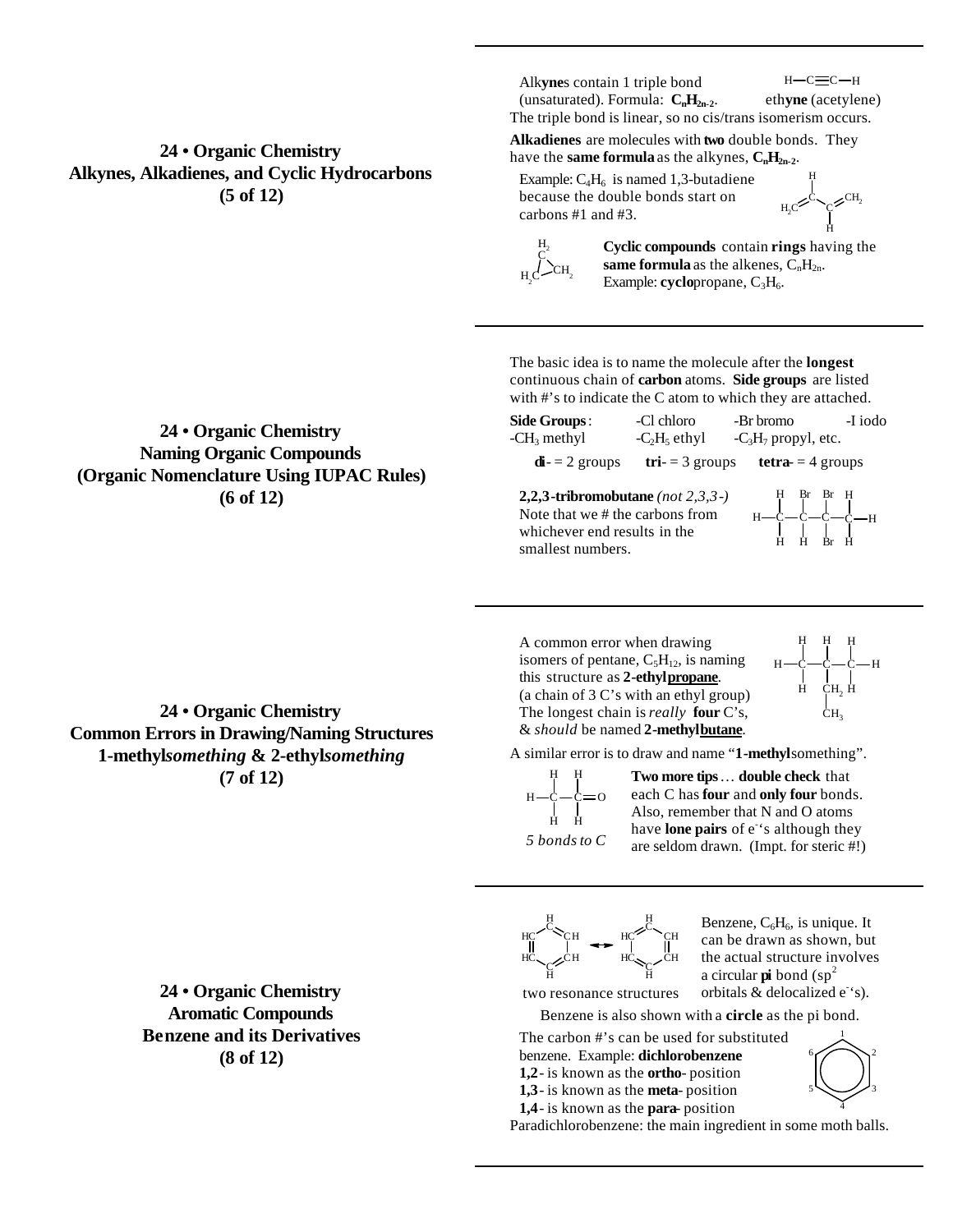## 24 • Organic Chemistry
## Alkynes, Alkadienes, and Cyclic Hydrocarbons
## (5 of 12)

Alk**yne**s contain 1 triple bond (unsaturated). Formula: $\mathbf{C_nH_{2n-2}}$.

H—C≡C—H
eth**yne** (acetylene)

The triple bond is linear, so no cis/trans isomerism occurs.

**Alkadienes** are molecules with **two** double bonds. They have the **same formula** as the alkynes, $\mathbf{C_nH_{2n-2}}$.

Example: $C_4H_6$ is named 1,3-butadiene because the double bonds start on carbons #1 and #3.

**Cyclic compounds** contain **rings** having the **same formula** as the alkenes, $C_nH_{2n}$. Example: **cyclo**propane, $C_3H_6$.

## 24 • Organic Chemistry
## Naming Organic Compounds
## (Organic Nomenclature Using IUPAC Rules)
## (6 of 12)

The basic idea is to name the molecule after the **longest** continuous chain of **carbon** atoms. **Side groups** are listed with #'s to indicate the C atom to which they are attached.

**Side Groups**: -Cl chloro -Br bromo -I iodo
-$CH_3$ methyl -$C_2H_5$ ethyl -$C_3H_7$ propyl, etc.

**di**- = 2 groups **tri**- = 3 groups **tetra**- = 4 groups

**2,2,3-tribromobutane** *(not 2,3,3-)*
Note that we # the carbons from whichever end results in the smallest numbers.

## 24 • Organic Chemistry
## Common Errors in Drawing/Naming Structures
## 1-methyl*something* & 2-ethyl*something*
## (7 of 12)

A common error when drawing isomers of pentane, $C_5H_{12}$, is naming this structure as **2-ethyl<u>propane</u>**. (a chain of 3 C's with an ethyl group) The longest chain is *really* **four** C's, & *should* be named **2-methyl<u>butane</u>**.

A similar error is to draw and name "**1-methyl**something".

*5 bonds to C*

**Two more tips**… **double check** that each C has **four** and **only four** bonds. Also, remember that N and O atoms have **lone pairs** of e⁻'s although they are seldom drawn. (Impt. for steric #!)

## 24 • Organic Chemistry
## Aromatic Compounds
## Benzene and its Derivatives
## (8 of 12)

two resonance structures

Benzene, $C_6H_6$, is unique. It can be drawn as shown, but the actual structure involves a circular **pi** bond ($sp^2$ orbitals & delocalized $e^-$'s).

Benzene is also shown with a **circle** as the pi bond.

The carbon #'s can be used for substituted benzene. Example: **dichlorobenzene**
**1,2**- is known as the **ortho**- position
**1,3**- is known as the **meta**- position
**1,4**- is known as the **para**- position

Paradichlorobenzene: the main ingredient in some moth balls.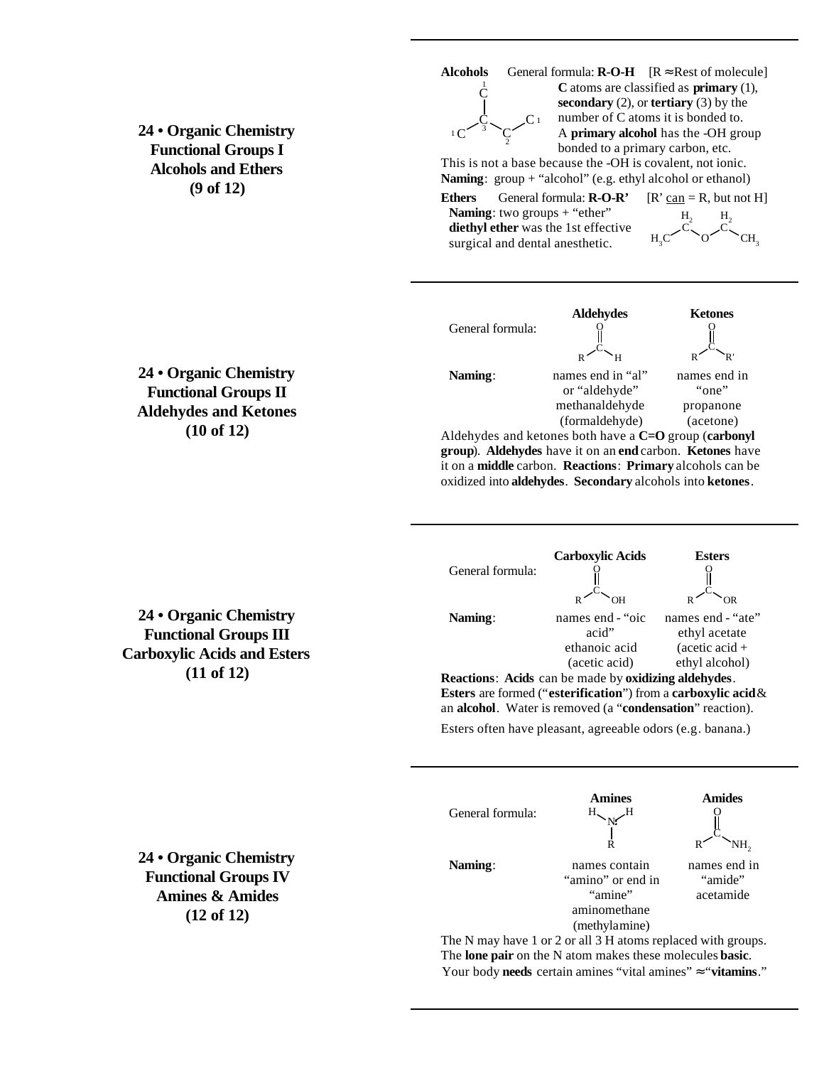## 24 • Organic Chemistry Functional Groups I Alcohols and Ethers (9 of 12)

**Alcohols** General formula: **R-O-H** [R ≈ Rest of molecule]

**C** atoms are classified as **primary** (1), **secondary** (2), or **tertiary** (3) by the number of C atoms it is bonded to. A **primary alcohol** has the -OH group bonded to a primary carbon, etc.

This is not a base because the -OH is covalent, not ionic.

**Naming**: group + "alcohol" (e.g. ethyl alcohol or ethanol)

**Ethers** General formula: **R-O-R'** [R' can = R, but not H]

**Naming**: two groups + "ether"

**diethyl ether** was the 1st effective surgical and dental anesthetic.

$H_3C-CH_2-O-CH_2-CH_3$

## 24 • Organic Chemistry Functional Groups II Aldehydes and Ketones (10 of 12)

| | Aldehydes | Ketones |
|---|---|---|
| General formula: | $R-C(=O)-H$ | $R-C(=O)-R'$ |
| **Naming**: | names end in "al" or "aldehyde" methanaldehyde (formaldehyde) | names end in "one" propanone (acetone) |

Aldehydes and ketones both have a **C=O** group (**carbonyl group**). **Aldehydes** have it on an **end** carbon. **Ketones** have it on a **middle** carbon. **Reactions**: **Primary** alcohols can be oxidized into **aldehydes**. **Secondary** alcohols into **ketones**.

## 24 • Organic Chemistry Functional Groups III Carboxylic Acids and Esters (11 of 12)

| | Carboxylic Acids | Esters |
|---|---|---|
| General formula: | $R-C(=O)-OH$ | $R-C(=O)-OR$ |
| **Naming**: | names end - "oic acid" ethanoic acid (acetic acid) | names end - "ate" ethyl acetate (acetic acid + ethyl alcohol) |

**Reactions**: **Acids** can be made by **oxidizing aldehydes**. **Esters** are formed ("**esterification**") from a **carboxylic acid** & an **alcohol**. Water is removed (a "**condensation**" reaction).

Esters often have pleasant, agreeable odors (e.g. banana.)

## 24 • Organic Chemistry Functional Groups IV Amines & Amides (12 of 12)

| | Amines | Amides |
|---|---|---|
| General formula: | $R-NH_2$ | $R-C(=O)-NH_2$ |
| **Naming**: | names contain "amino" or end in "amine" aminomethane (methylamine) | names end in "amide" acetamide |

The N may have 1 or 2 or all 3 H atoms replaced with groups. The **lone pair** on the N atom makes these molecules **basic**. Your body **needs** certain amines "vital amines" ≈ "**vitamins**."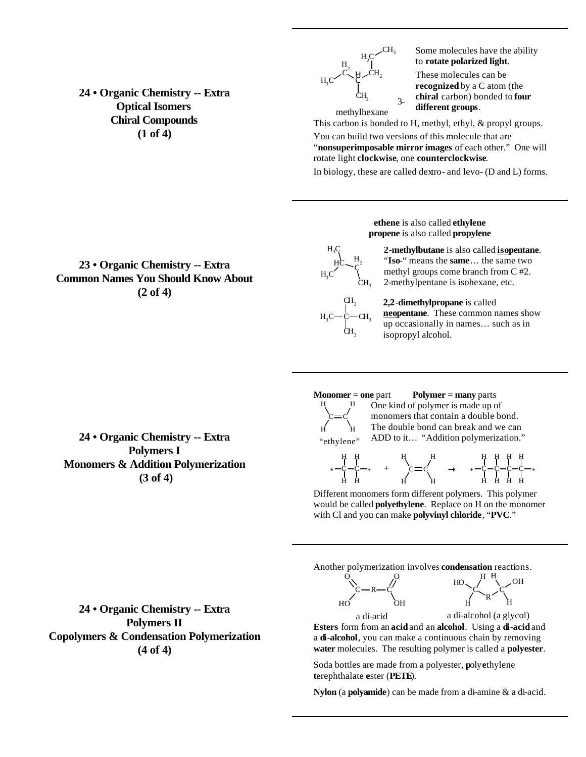## 24 • Organic Chemistry -- Extra
## Optical Isomers
## Chiral Compounds
## (1 of 4)

$H_3C$–$CH_2$–$CH$($CH_3$)–$CH_2$–$CH_2$–$CH_3$

3-methylhexane

Some molecules have the ability to **rotate polarized light**.

These molecules can be **recognized** by a C atom (the **chiral** carbon) bonded to **four different groups**.

This carbon is bonded to H, methyl, ethyl, & propyl groups.

You can build two versions of this molecule that are "**nonsuperimposable mirror images** of each other." One will rotate light **clockwise**, one **counterclockwise**.

In biology, these are called dextro- and levo- (D and L) forms.

## 23 • Organic Chemistry -- Extra
## Common Names You Should Know About
## (2 of 4)

**ethene** is also called **ethylene**
**propene** is also called **propylene**

**2-methylbutane** is also called **iso**pentane. "**Iso-**" means the **same**… the same two methyl groups come branch from C #2. 2-methylpentane is isohexane, etc.

**2,2-dimethylpropane** is called **neo**pentane. These common names show up occasionally in names… such as in isopropyl alcohol.

## 24 • Organic Chemistry -- Extra
## Polymers I
## Monomers & Addition Polymerization
## (3 of 4)

**Monomer** = **one** part **Polymer** = **many** parts

"ethylene"

One kind of polymer is made up of monomers that contain a double bond. The double bond can break and we can ADD to it… "Addition polymerization."

$*-CH_2-CH_2-* \; + \; H_2C{=}CH_2 \; \rightarrow \; *-CH_2-CH_2-CH_2-CH_2-*$

Different monomers form different polymers. This polymer would be called **polyethylene**. Replace on H on the monomer with Cl and you can make **polyvinyl chloride**, "**PVC**."

## 24 • Organic Chemistry -- Extra
## Polymers II
## Copolymers & Condensation Polymerization
## (4 of 4)

Another polymerization involves **condensation** reactions.

HOOC–R–COOH — a di-acid

HO–$CH_2$–R–$CH_2$–OH — a di-alcohol (a glycol)

**Esters** form from an **acid** and an **alcohol**. Using a **di-acid** and a **di-alcohol**, you can make a continuous chain by removing **water** molecules. The resulting polymer is called a **polyester**.

Soda bottles are made from a polyester, **p**oly**e**thylene **t**erephthalate **e**ster (**PETE**).

**Nylon** (a **polyamide**) can be made from a di-amine & a di-acid.